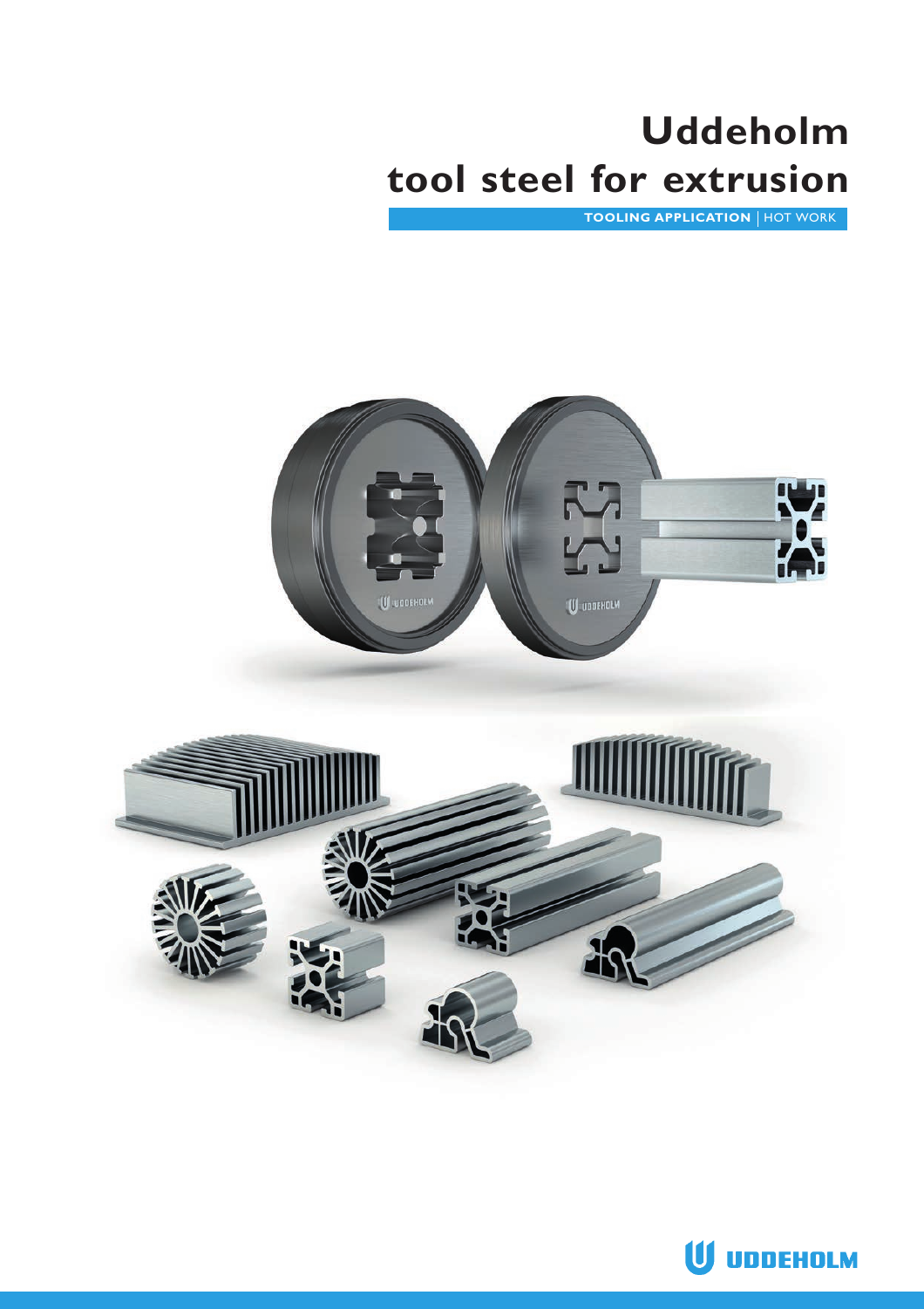# Uddeholm tool steel for extrusion

TOOLING APPLICATION | HOT WORK

UDDEHOLM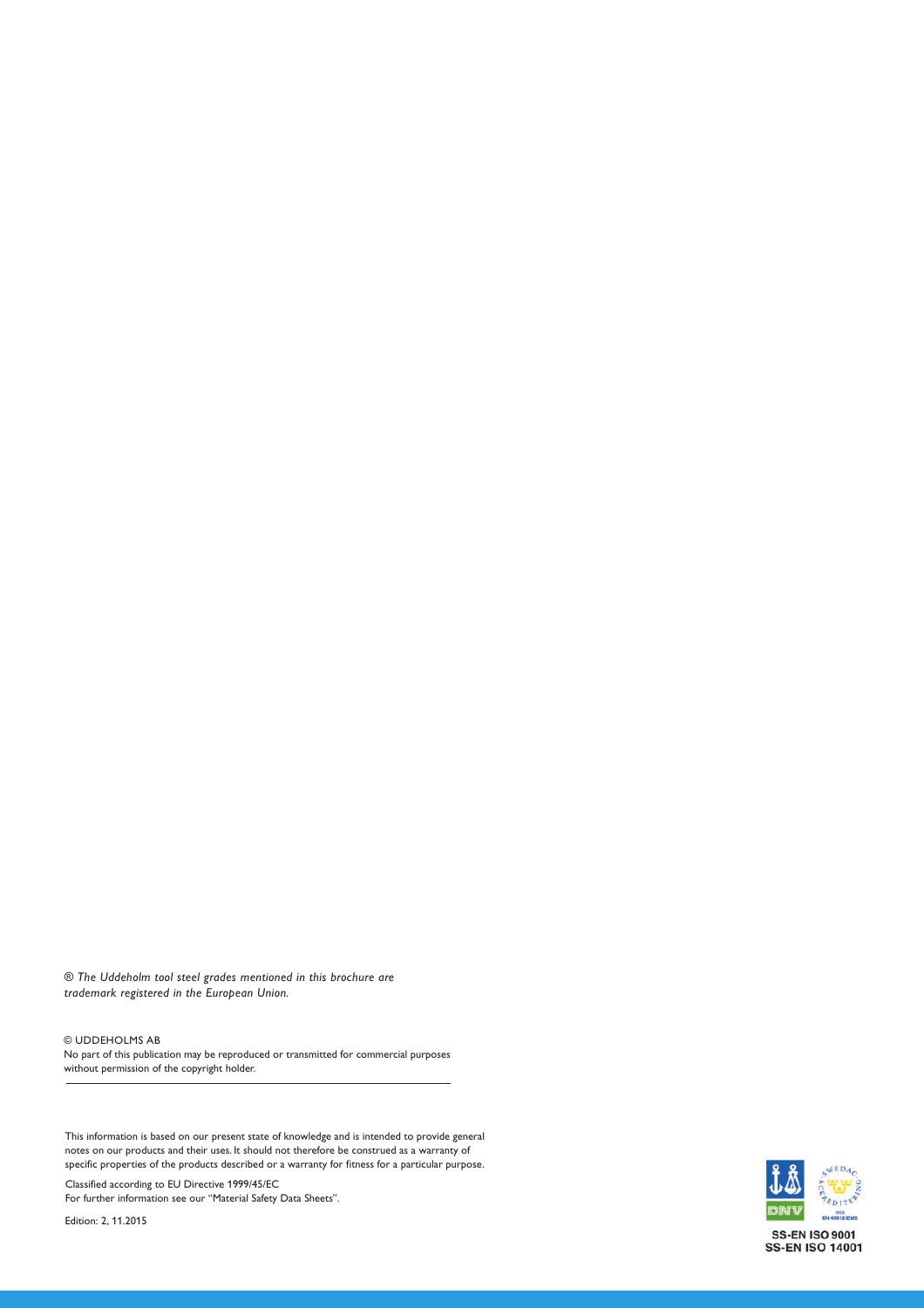*® The Uddeholm tool steel grades mentioned in this brochure are trademark registered in the European Union.*

© UDDEHOLMS AB

No part of this publication may be reproduced or transmitted for commercial purposes without permission of the copyright holder.

---

This information is based on our present state of knowledge and is intended to provide general notes on our products and their uses. It should not therefore be construed as a warranty of specific properties of the products described or a warranty for fitness for a particular purpose.

Classified according to EU Directive 1999/45/EC
For further information see our "Material Safety Data Sheets".

Edition: 2, 11.2015

SS-EN ISO 9001
SS-EN ISO 14001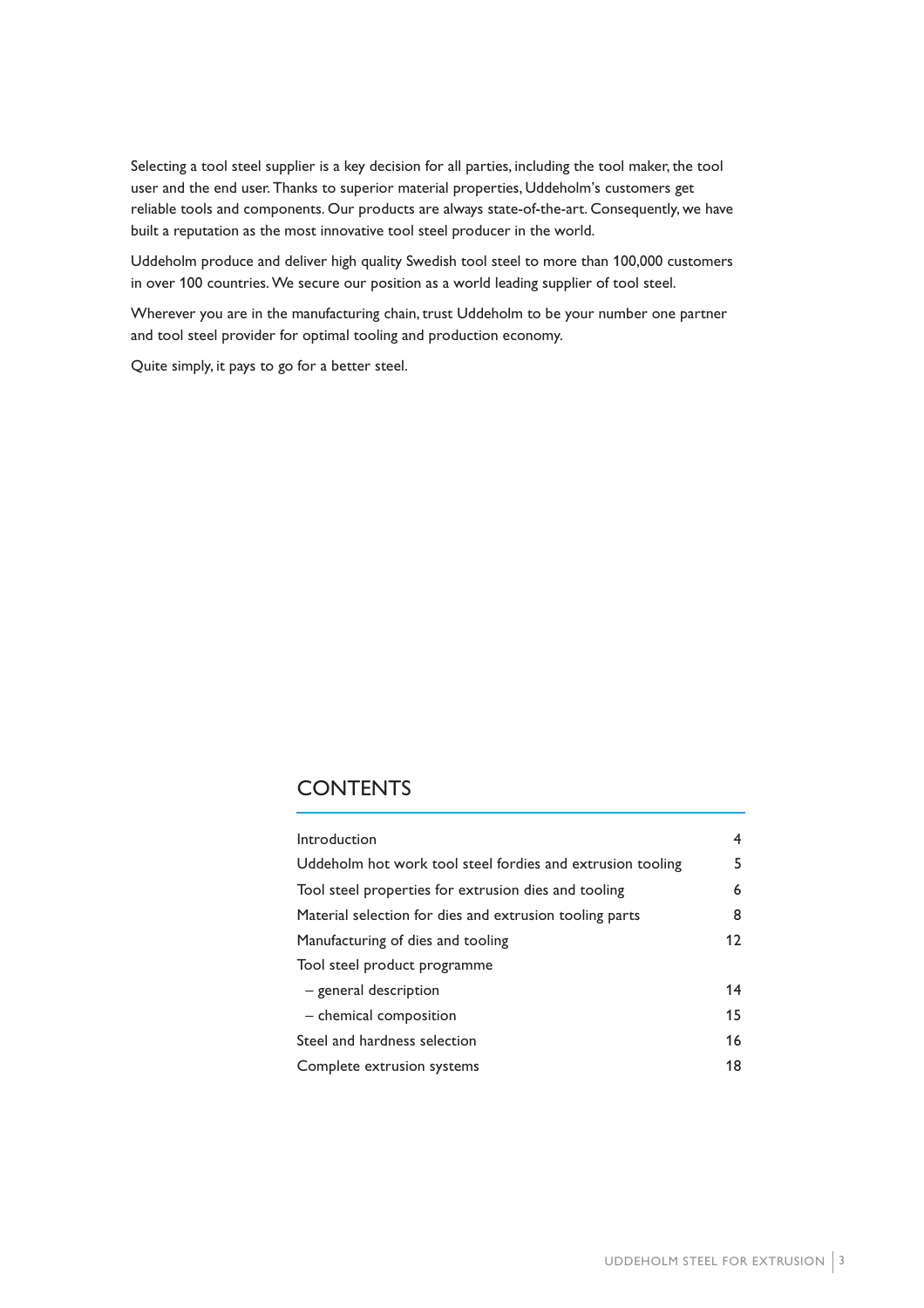Selecting a tool steel supplier is a key decision for all parties, including the tool maker, the tool user and the end user. Thanks to superior material properties, Uddeholm's customers get reliable tools and components. Our products are always state-of-the-art. Consequently, we have built a reputation as the most innovative tool steel producer in the world.

Uddeholm produce and deliver high quality Swedish tool steel to more than 100,000 customers in over 100 countries. We secure our position as a world leading supplier of tool steel.

Wherever you are in the manufacturing chain, trust Uddeholm to be your number one partner and tool steel provider for optimal tooling and production economy.

Quite simply, it pays to go for a better steel.

## CONTENTS

| | |
|---|---|
| Introduction | 4 |
| Uddeholm hot work tool steel fordies and extrusion tooling | 5 |
| Tool steel properties for extrusion dies and tooling | 6 |
| Material selection for dies and extrusion tooling parts | 8 |
| Manufacturing of dies and tooling | 12 |
| Tool steel product programme | |
| – general description | 14 |
| – chemical composition | 15 |
| Steel and hardness selection | 16 |
| Complete extrusion systems | 18 |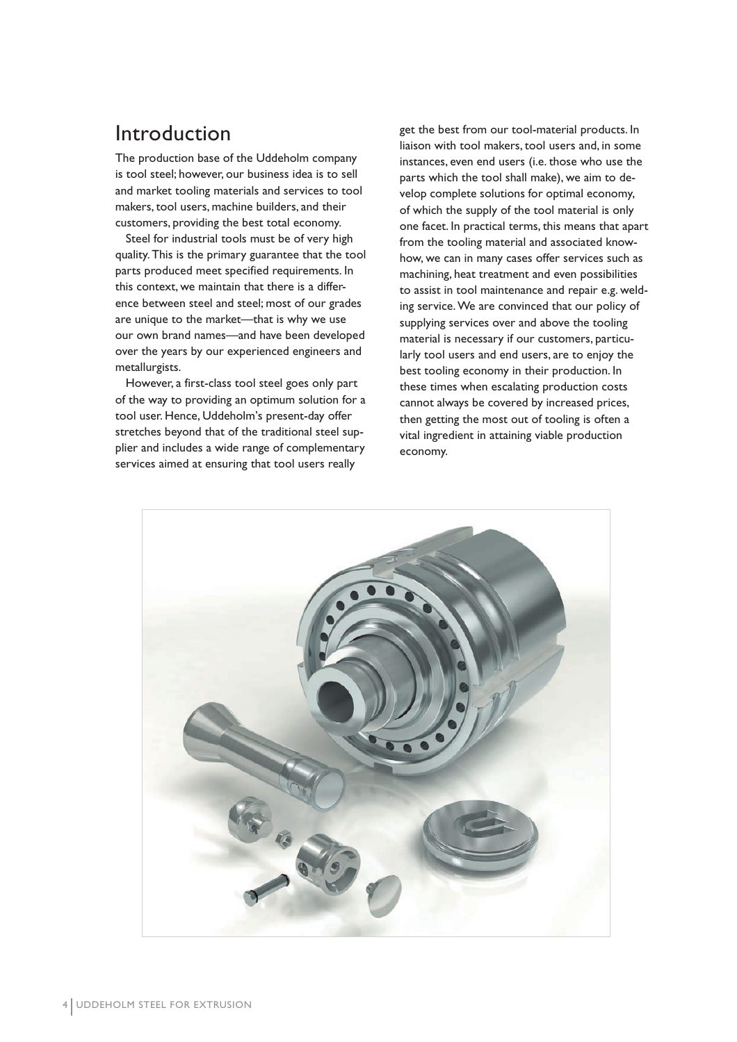## Introduction

The production base of the Uddeholm company is tool steel; however, our business idea is to sell and market tooling materials and services to tool makers, tool users, machine builders, and their customers, providing the best total economy.

Steel for industrial tools must be of very high quality. This is the primary guarantee that the tool parts produced meet specified requirements. In this context, we maintain that there is a difference between steel and steel; most of our grades are unique to the market—that is why we use our own brand names—and have been developed over the years by our experienced engineers and metallurgists.

However, a first-class tool steel goes only part of the way to providing an optimum solution for a tool user. Hence, Uddeholm's present-day offer stretches beyond that of the traditional steel supplier and includes a wide range of complementary services aimed at ensuring that tool users really get the best from our tool-material products. In liaison with tool makers, tool users and, in some instances, even end users (i.e. those who use the parts which the tool shall make), we aim to develop complete solutions for optimal economy, of which the supply of the tool material is only one facet. In practical terms, this means that apart from the tooling material and associated know-how, we can in many cases offer services such as machining, heat treatment and even possibilities to assist in tool maintenance and repair e.g. welding service. We are convinced that our policy of supplying services over and above the tooling material is necessary if our customers, particularly tool users and end users, are to enjoy the best tooling economy in their production. In these times when escalating production costs cannot always be covered by increased prices, then getting the most out of tooling is often a vital ingredient in attaining viable production economy.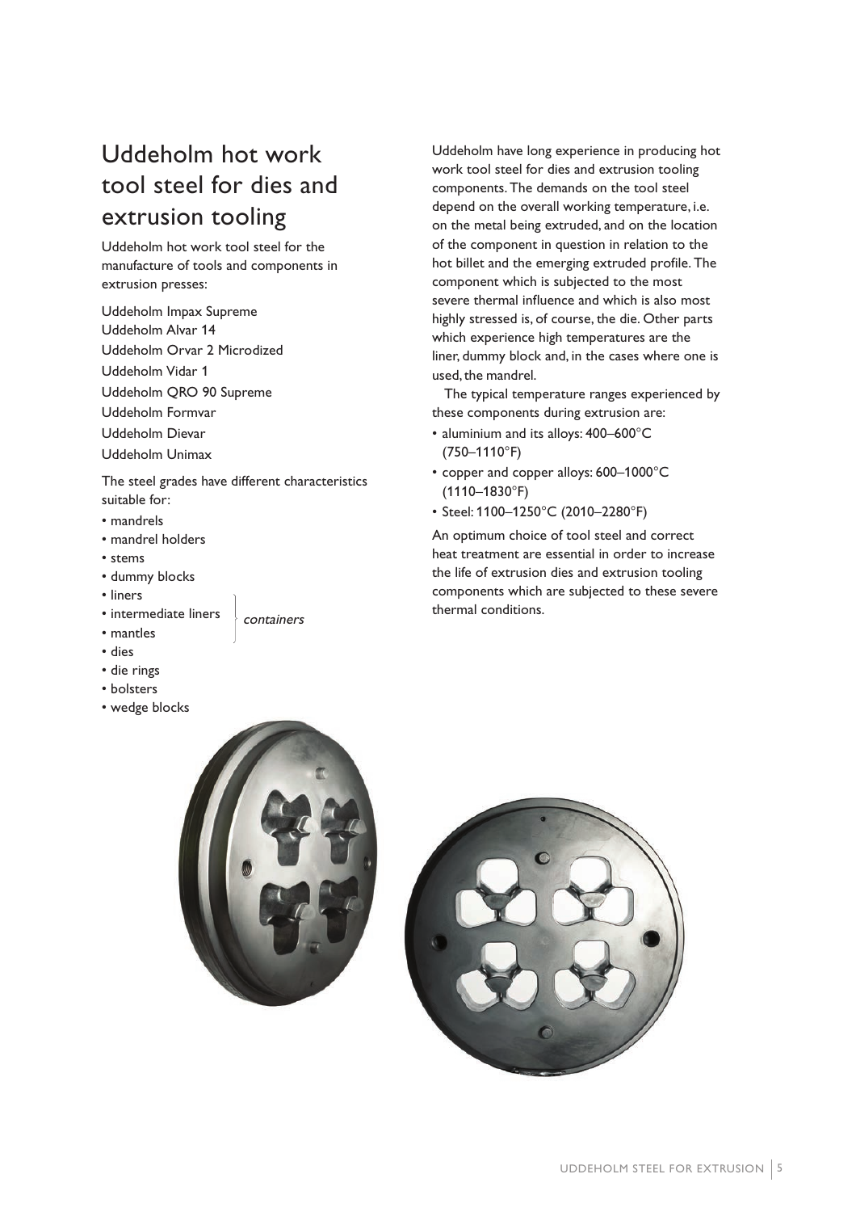# Uddeholm hot work tool steel for dies and extrusion tooling

Uddeholm hot work tool steel for the manufacture of tools and components in extrusion presses:

Uddeholm Impax Supreme
Uddeholm Alvar 14
Uddeholm Orvar 2 Microdized
Uddeholm Vidar 1
Uddeholm QRO 90 Supreme
Uddeholm Formvar
Uddeholm Dievar
Uddeholm Unimax

The steel grades have different characteristics suitable for:

- mandrels
- mandrel holders
- stems
- dummy blocks
- liners
- intermediate liners
- mantles
- dies
- die rings
- bolsters
- wedge blocks

*(liners, intermediate liners and mantles: containers)*

Uddeholm have long experience in producing hot work tool steel for dies and extrusion tooling components. The demands on the tool steel depend on the overall working temperature, i.e. on the metal being extruded, and on the location of the component in question in relation to the hot billet and the emerging extruded profile. The component which is subjected to the most severe thermal influence and which is also most highly stressed is, of course, the die. Other parts which experience high temperatures are the liner, dummy block and, in the cases where one is used, the mandrel.

The typical temperature ranges experienced by these components during extrusion are:

- aluminium and its alloys: 400–600°C (750–1110°F)
- copper and copper alloys: 600–1000°C (1110–1830°F)
- Steel: 1100–1250°C (2010–2280°F)

An optimum choice of tool steel and correct heat treatment are essential in order to increase the life of extrusion dies and extrusion tooling components which are subjected to these severe thermal conditions.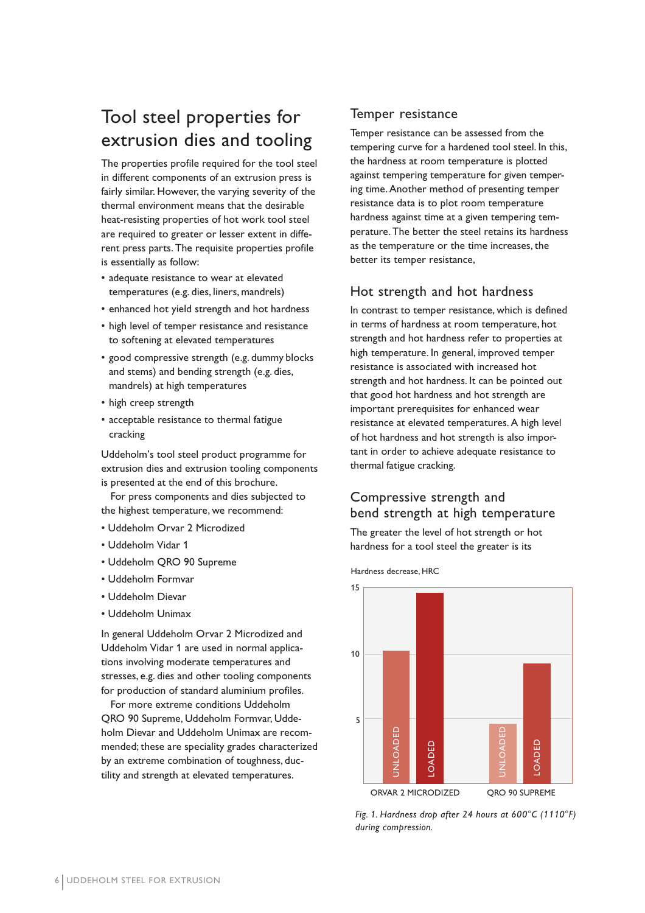# Tool steel properties for extrusion dies and tooling

The properties profile required for the tool steel in different components of an extrusion press is fairly similar. However, the varying severity of the thermal environment means that the desirable heat-resisting properties of hot work tool steel are required to greater or lesser extent in different press parts. The requisite properties profile is essentially as follow:

- adequate resistance to wear at elevated temperatures (e.g. dies, liners, mandrels)
- enhanced hot yield strength and hot hardness
- high level of temper resistance and resistance to softening at elevated temperatures
- good compressive strength (e.g. dummy blocks and stems) and bending strength (e.g. dies, mandrels) at high temperatures
- high creep strength
- acceptable resistance to thermal fatigue cracking

Uddeholm's tool steel product programme for extrusion dies and extrusion tooling components is presented at the end of this brochure.

For press components and dies subjected to the highest temperature, we recommend:

- Uddeholm Orvar 2 Microdized
- Uddeholm Vidar 1
- Uddeholm QRO 90 Supreme
- Uddeholm Formvar
- Uddeholm Dievar
- Uddeholm Unimax

In general Uddeholm Orvar 2 Microdized and Uddeholm Vidar 1 are used in normal applications involving moderate temperatures and stresses, e.g. dies and other tooling components for production of standard aluminium profiles.

For more extreme conditions Uddeholm QRO 90 Supreme, Uddeholm Formvar, Uddeholm Dievar and Uddeholm Unimax are recommended; these are speciality grades characterized by an extreme combination of toughness, ductility and strength at elevated temperatures.

## Temper resistance

Temper resistance can be assessed from the tempering curve for a hardened tool steel. In this, the hardness at room temperature is plotted against tempering temperature for given tempering time. Another method of presenting temper resistance data is to plot room temperature hardness against time at a given tempering temperature. The better the steel retains its hardness as the temperature or the time increases, the better its temper resistance,

## Hot strength and hot hardness

In contrast to temper resistance, which is defined in terms of hardness at room temperature, hot strength and hot hardness refer to properties at high temperature. In general, improved temper resistance is associated with increased hot strength and hot hardness. It can be pointed out that good hot hardness and hot strength are important prerequisites for enhanced wear resistance at elevated temperatures. A high level of hot hardness and hot strength is also important in order to achieve adequate resistance to thermal fatigue cracking.

## Compressive strength and bend strength at high temperature

The greater the level of hot strength or hot hardness for a tool steel the greater is its

*Fig. 1. Hardness drop after 24 hours at 600°C (1110°F) during compression.*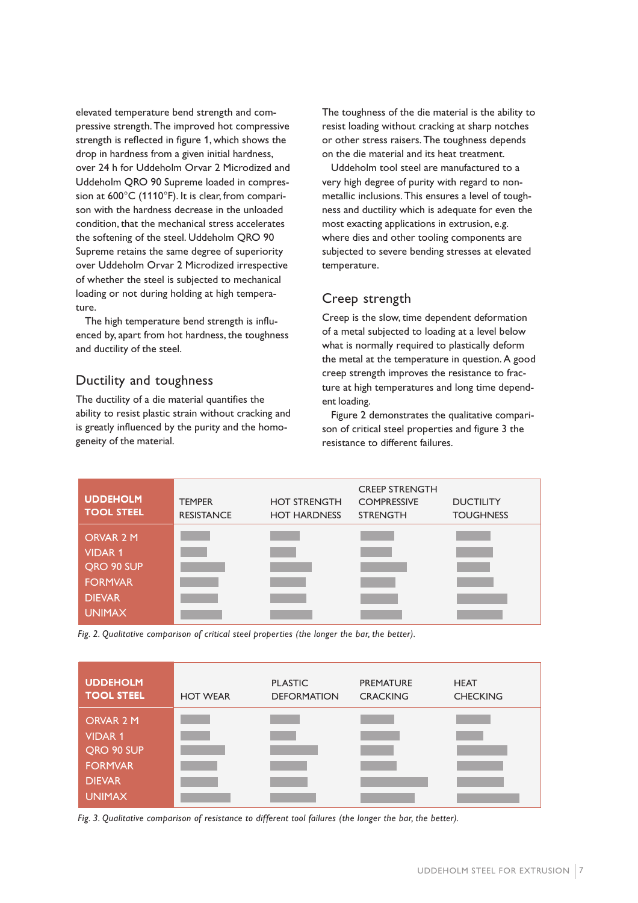elevated temperature bend strength and compressive strength. The improved hot compressive strength is reflected in figure 1, which shows the drop in hardness from a given initial hardness, over 24 h for Uddeholm Orvar 2 Microdized and Uddeholm QRO 90 Supreme loaded in compression at 600°C (1110°F). It is clear, from comparison with the hardness decrease in the unloaded condition, that the mechanical stress accelerates the softening of the steel. Uddeholm QRO 90 Supreme retains the same degree of superiority over Uddeholm Orvar 2 Microdized irrespective of whether the steel is subjected to mechanical loading or not during holding at high temperature.

The high temperature bend strength is influenced by, apart from hot hardness, the toughness and ductility of the steel.

## Ductility and toughness

The ductility of a die material quantifies the ability to resist plastic strain without cracking and is greatly influenced by the purity and the homogeneity of the material.

The toughness of the die material is the ability to resist loading without cracking at sharp notches or other stress raisers. The toughness depends on the die material and its heat treatment.

Uddeholm tool steel are manufactured to a very high degree of purity with regard to non-metallic inclusions. This ensures a level of toughness and ductility which is adequate for even the most exacting applications in extrusion, e.g. where dies and other tooling components are subjected to severe bending stresses at elevated temperature.

## Creep strength

Creep is the slow, time dependent deformation of a metal subjected to loading at a level below what is normally required to plastically deform the metal at the temperature in question. A good creep strength improves the resistance to fracture at high temperatures and long time dependent loading.

Figure 2 demonstrates the qualitative comparison of critical steel properties and figure 3 the resistance to different failures.

| UDDEHOLM TOOL STEEL | TEMPER RESISTANCE | HOT STRENGTH HOT HARDNESS | CREEP STRENGTH COMPRESSIVE STRENGTH | DUCTILITY TOUGHNESS |
|---|---|---|---|---|
| ORVAR 2 M | | | | |
| VIDAR 1 | | | | |
| QRO 90 SUP | | | | |
| FORMVAR | | | | |
| DIEVAR | | | | |
| UNIMAX | | | | |

*Fig. 2. Qualitative comparison of critical steel properties (the longer the bar, the better).*

| UDDEHOLM TOOL STEEL | HOT WEAR | PLASTIC DEFORMATION | PREMATURE CRACKING | HEAT CHECKING |
|---|---|---|---|---|
| ORVAR 2 M | | | | |
| VIDAR 1 | | | | |
| QRO 90 SUP | | | | |
| FORMVAR | | | | |
| DIEVAR | | | | |
| UNIMAX | | | | |

*Fig. 3. Qualitative comparison of resistance to different tool failures (the longer the bar, the better).*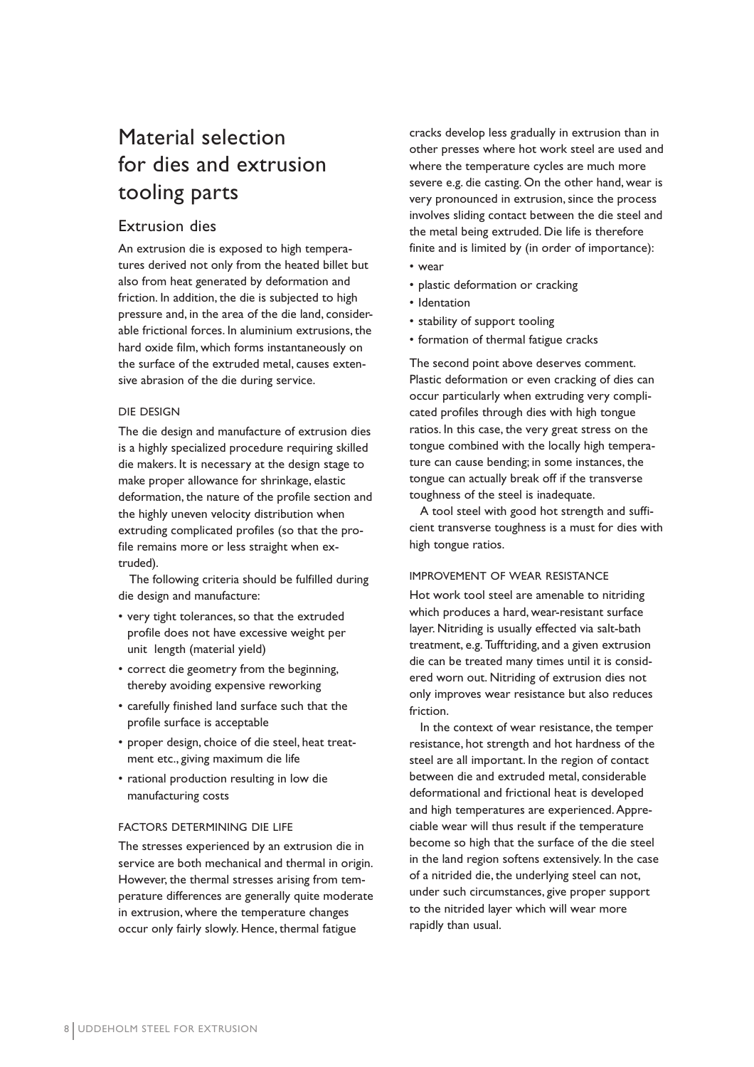# Material selection for dies and extrusion tooling parts

## Extrusion dies

An extrusion die is exposed to high temperatures derived not only from the heated billet but also from heat generated by deformation and friction. In addition, the die is subjected to high pressure and, in the area of the die land, considerable frictional forces. In aluminium extrusions, the hard oxide film, which forms instantaneously on the surface of the extruded metal, causes extensive abrasion of the die during service.

### DIE DESIGN

The die design and manufacture of extrusion dies is a highly specialized procedure requiring skilled die makers. It is necessary at the design stage to make proper allowance for shrinkage, elastic deformation, the nature of the profile section and the highly uneven velocity distribution when extruding complicated profiles (so that the profile remains more or less straight when extruded).

The following criteria should be fulfilled during die design and manufacture:

- very tight tolerances, so that the extruded profile does not have excessive weight per unit length (material yield)
- correct die geometry from the beginning, thereby avoiding expensive reworking
- carefully finished land surface such that the profile surface is acceptable
- proper design, choice of die steel, heat treatment etc., giving maximum die life
- rational production resulting in low die manufacturing costs

### FACTORS DETERMINING DIE LIFE

The stresses experienced by an extrusion die in service are both mechanical and thermal in origin. However, the thermal stresses arising from temperature differences are generally quite moderate in extrusion, where the temperature changes occur only fairly slowly. Hence, thermal fatigue cracks develop less gradually in extrusion than in other presses where hot work steel are used and where the temperature cycles are much more severe e.g. die casting. On the other hand, wear is very pronounced in extrusion, since the process involves sliding contact between the die steel and the metal being extruded. Die life is therefore finite and is limited by (in order of importance):

- wear
- plastic deformation or cracking
- Identation
- stability of support tooling
- formation of thermal fatigue cracks

The second point above deserves comment. Plastic deformation or even cracking of dies can occur particularly when extruding very complicated profiles through dies with high tongue ratios. In this case, the very great stress on the tongue combined with the locally high temperature can cause bending; in some instances, the tongue can actually break off if the transverse toughness of the steel is inadequate.

A tool steel with good hot strength and sufficient transverse toughness is a must for dies with high tongue ratios.

### IMPROVEMENT OF WEAR RESISTANCE

Hot work tool steel are amenable to nitriding which produces a hard, wear-resistant surface layer. Nitriding is usually effected via salt-bath treatment, e.g. Tufftriding, and a given extrusion die can be treated many times until it is considered worn out. Nitriding of extrusion dies not only improves wear resistance but also reduces friction.

In the context of wear resistance, the temper resistance, hot strength and hot hardness of the steel are all important. In the region of contact between die and extruded metal, considerable deformational and frictional heat is developed and high temperatures are experienced. Appreciable wear will thus result if the temperature become so high that the surface of the die steel in the land region softens extensively. In the case of a nitrided die, the underlying steel can not, under such circumstances, give proper support to the nitrided layer which will wear more rapidly than usual.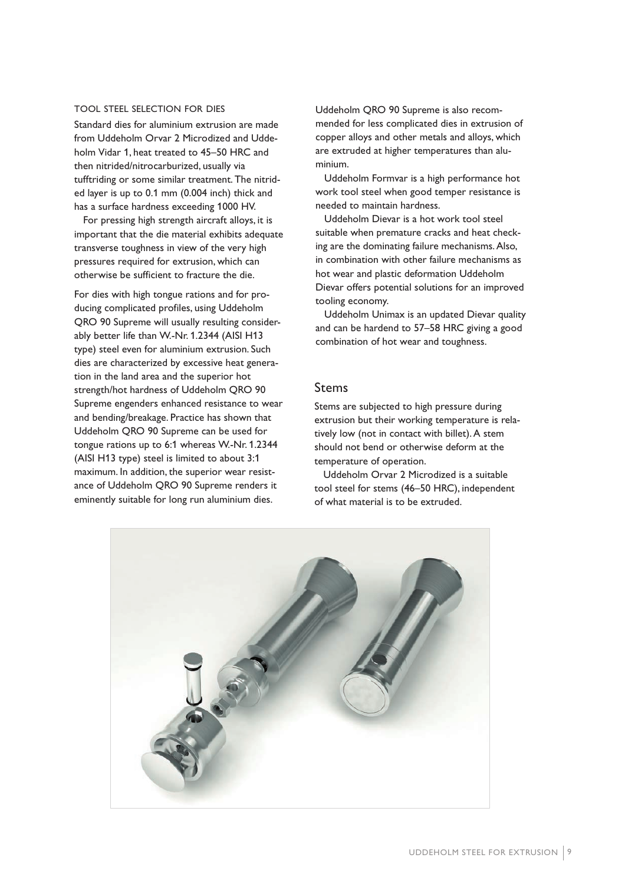### TOOL STEEL SELECTION FOR DIES

Standard dies for aluminium extrusion are made from Uddeholm Orvar 2 Microdized and Uddeholm Vidar 1, heat treated to 45–50 HRC and then nitrided/nitrocarburized, usually via tufftriding or some similar treatment. The nitrided layer is up to 0.1 mm (0.004 inch) thick and has a surface hardness exceeding 1000 HV.

For pressing high strength aircraft alloys, it is important that the die material exhibits adequate transverse toughness in view of the very high pressures required for extrusion, which can otherwise be sufficient to fracture the die.

For dies with high tongue rations and for producing complicated profiles, using Uddeholm QRO 90 Supreme will usually resulting considerably better life than W.-Nr. 1.2344 (AISI H13 type) steel even for aluminium extrusion. Such dies are characterized by excessive heat generation in the land area and the superior hot strength/hot hardness of Uddeholm QRO 90 Supreme engenders enhanced resistance to wear and bending/breakage. Practice has shown that Uddeholm QRO 90 Supreme can be used for tongue rations up to 6:1 whereas W.-Nr. 1.2344 (AISI H13 type) steel is limited to about 3:1 maximum. In addition, the superior wear resistance of Uddeholm QRO 90 Supreme renders it eminently suitable for long run aluminium dies.

Uddeholm QRO 90 Supreme is also recommended for less complicated dies in extrusion of copper alloys and other metals and alloys, which are extruded at higher temperatures than aluminium.

Uddeholm Formvar is a high performance hot work tool steel when good temper resistance is needed to maintain hardness.

Uddeholm Dievar is a hot work tool steel suitable when premature cracks and heat checking are the dominating failure mechanisms. Also, in combination with other failure mechanisms as hot wear and plastic deformation Uddeholm Dievar offers potential solutions for an improved tooling economy.

Uddeholm Unimax is an updated Dievar quality and can be hardend to 57–58 HRC giving a good combination of hot wear and toughness.

## Stems

Stems are subjected to high pressure during extrusion but their working temperature is relatively low (not in contact with billet). A stem should not bend or otherwise deform at the temperature of operation.

Uddeholm Orvar 2 Microdized is a suitable tool steel for stems (46–50 HRC), independent of what material is to be extruded.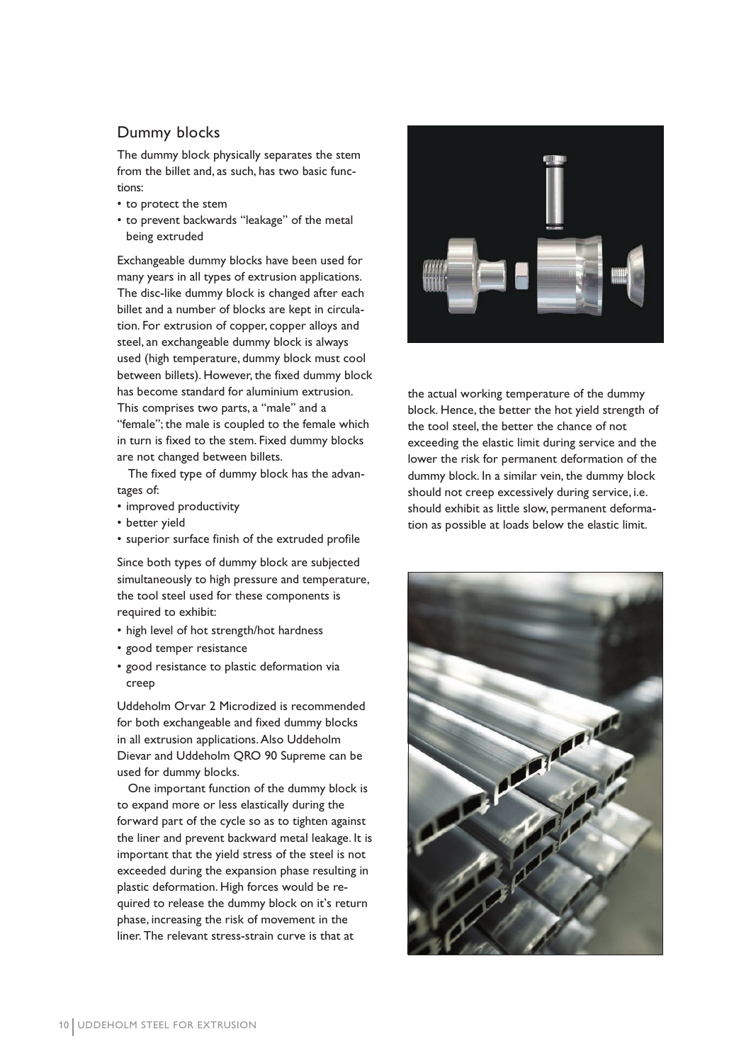## Dummy blocks

The dummy block physically separates the stem from the billet and, as such, has two basic functions:

- to protect the stem
- to prevent backwards "leakage" of the metal being extruded

Exchangeable dummy blocks have been used for many years in all types of extrusion applications. The disc-like dummy block is changed after each billet and a number of blocks are kept in circulation. For extrusion of copper, copper alloys and steel, an exchangeable dummy block is always used (high temperature, dummy block must cool between billets). However, the fixed dummy block has become standard for aluminium extrusion. This comprises two parts, a "male" and a "female"; the male is coupled to the female which in turn is fixed to the stem. Fixed dummy blocks are not changed between billets.

The fixed type of dummy block has the advantages of:

- improved productivity
- better yield
- superior surface finish of the extruded profile

Since both types of dummy block are subjected simultaneously to high pressure and temperature, the tool steel used for these components is required to exhibit:

- high level of hot strength/hot hardness
- good temper resistance
- good resistance to plastic deformation via creep

Uddeholm Orvar 2 Microdized is recommended for both exchangeable and fixed dummy blocks in all extrusion applications. Also Uddeholm Dievar and Uddeholm QRO 90 Supreme can be used for dummy blocks.

One important function of the dummy block is to expand more or less elastically during the forward part of the cycle so as to tighten against the liner and prevent backward metal leakage. It is important that the yield stress of the steel is not exceeded during the expansion phase resulting in plastic deformation. High forces would be required to release the dummy block on it's return phase, increasing the risk of movement in the liner. The relevant stress-strain curve is that at the actual working temperature of the dummy block. Hence, the better the hot yield strength of the tool steel, the better the chance of not exceeding the elastic limit during service and the lower the risk for permanent deformation of the dummy block. In a similar vein, the dummy block should not creep excessively during service, i.e. should exhibit as little slow, permanent deformation as possible at loads below the elastic limit.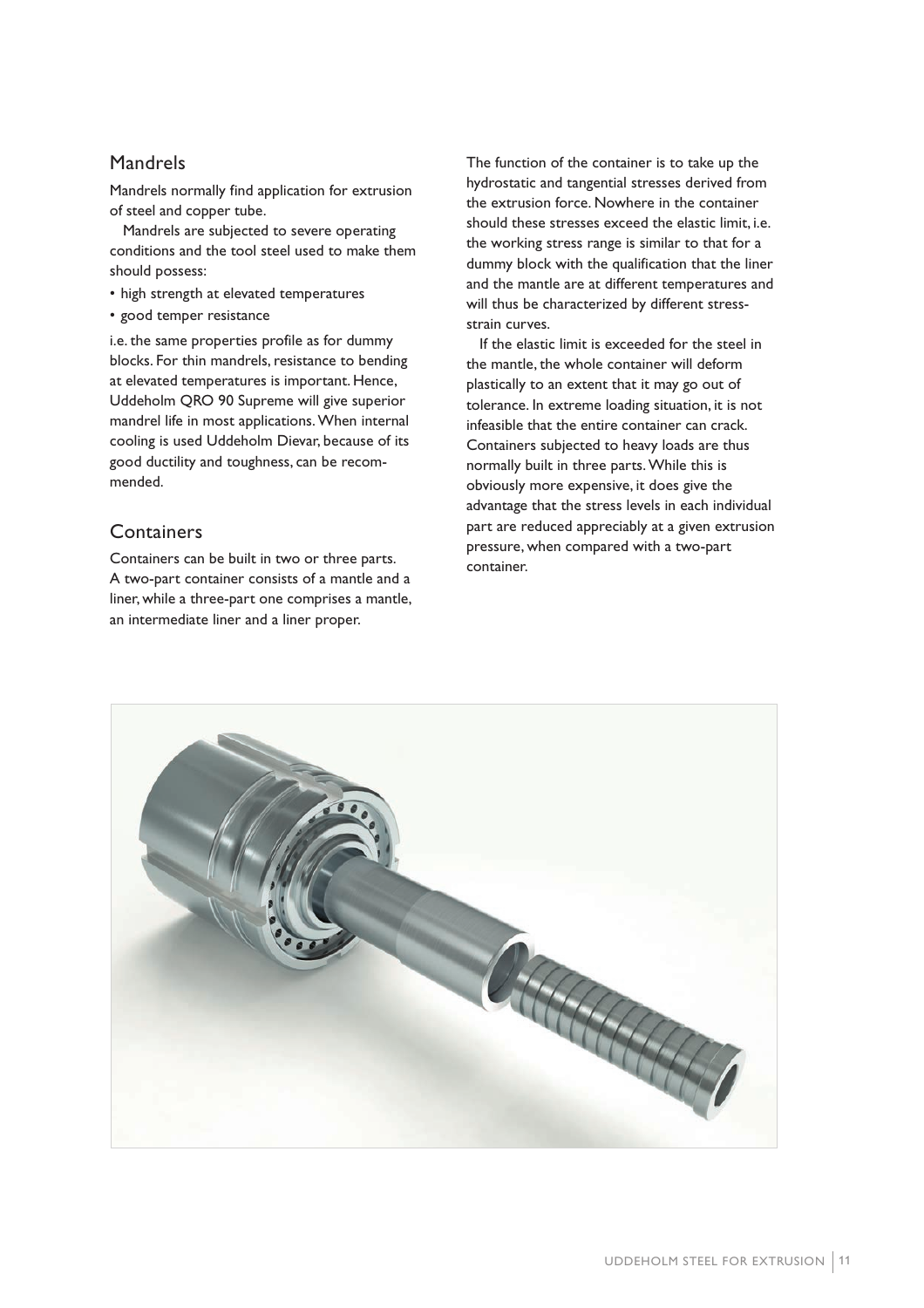## Mandrels

Mandrels normally find application for extrusion of steel and copper tube.

Mandrels are subjected to severe operating conditions and the tool steel used to make them should possess:

- high strength at elevated temperatures
- good temper resistance

i.e. the same properties profile as for dummy blocks. For thin mandrels, resistance to bending at elevated temperatures is important. Hence, Uddeholm QRO 90 Supreme will give superior mandrel life in most applications. When internal cooling is used Uddeholm Dievar, because of its good ductility and toughness, can be recommended.

## Containers

Containers can be built in two or three parts. A two-part container consists of a mantle and a liner, while a three-part one comprises a mantle, an intermediate liner and a liner proper.

The function of the container is to take up the hydrostatic and tangential stresses derived from the extrusion force. Nowhere in the container should these stresses exceed the elastic limit, i.e. the working stress range is similar to that for a dummy block with the qualification that the liner and the mantle are at different temperatures and will thus be characterized by different stress-strain curves.

If the elastic limit is exceeded for the steel in the mantle, the whole container will deform plastically to an extent that it may go out of tolerance. In extreme loading situation, it is not infeasible that the entire container can crack. Containers subjected to heavy loads are thus normally built in three parts. While this is obviously more expensive, it does give the advantage that the stress levels in each individual part are reduced appreciably at a given extrusion pressure, when compared with a two-part container.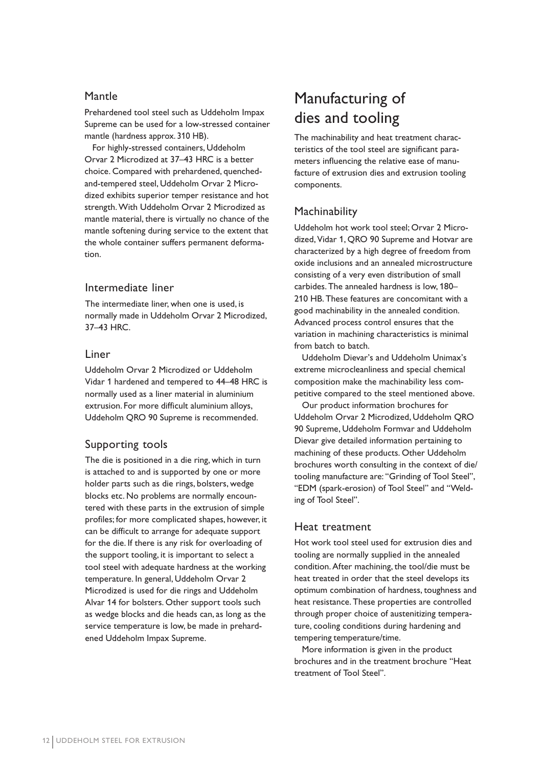### Mantle

Prehardened tool steel such as Uddeholm Impax Supreme can be used for a low-stressed container mantle (hardness approx. 310 HB).

For highly-stressed containers, Uddeholm Orvar 2 Microdized at 37–43 HRC is a better choice. Compared with prehardened, quenched-and-tempered steel, Uddeholm Orvar 2 Microdized exhibits superior temper resistance and hot strength. With Uddeholm Orvar 2 Microdized as mantle material, there is virtually no chance of the mantle softening during service to the extent that the whole container suffers permanent deformation.

### Intermediate liner

The intermediate liner, when one is used, is normally made in Uddeholm Orvar 2 Microdized, 37–43 HRC.

### Liner

Uddeholm Orvar 2 Microdized or Uddeholm Vidar 1 hardened and tempered to 44–48 HRC is normally used as a liner material in aluminium extrusion. For more difficult aluminium alloys, Uddeholm QRO 90 Supreme is recommended.

### Supporting tools

The die is positioned in a die ring, which in turn is attached to and is supported by one or more holder parts such as die rings, bolsters, wedge blocks etc. No problems are normally encountered with these parts in the extrusion of simple profiles; for more complicated shapes, however, it can be difficult to arrange for adequate support for the die. If there is any risk for overloading of the support tooling, it is important to select a tool steel with adequate hardness at the working temperature. In general, Uddeholm Orvar 2 Microdized is used for die rings and Uddeholm Alvar 14 for bolsters. Other support tools such as wedge blocks and die heads can, as long as the service temperature is low, be made in prehardened Uddeholm Impax Supreme.

## Manufacturing of dies and tooling

The machinability and heat treatment characteristics of the tool steel are significant parameters influencing the relative ease of manufacture of extrusion dies and extrusion tooling components.

### Machinability

Uddeholm hot work tool steel; Orvar 2 Microdized, Vidar 1, QRO 90 Supreme and Hotvar are characterized by a high degree of freedom from oxide inclusions and an annealed microstructure consisting of a very even distribution of small carbides. The annealed hardness is low, 180–210 HB. These features are concomitant with a good machinability in the annealed condition. Advanced process control ensures that the variation in machining characteristics is minimal from batch to batch.

Uddeholm Dievar's and Uddeholm Unimax's extreme microcleanliness and special chemical composition make the machinability less competitive compared to the steel mentioned above.

Our product information brochures for Uddeholm Orvar 2 Microdized, Uddeholm QRO 90 Supreme, Uddeholm Formvar and Uddeholm Dievar give detailed information pertaining to machining of these products. Other Uddeholm brochures worth consulting in the context of die/tooling manufacture are: "Grinding of Tool Steel", "EDM (spark-erosion) of Tool Steel" and "Welding of Tool Steel".

### Heat treatment

Hot work tool steel used for extrusion dies and tooling are normally supplied in the annealed condition. After machining, the tool/die must be heat treated in order that the steel develops its optimum combination of hardness, toughness and heat resistance. These properties are controlled through proper choice of austenitizing temperature, cooling conditions during hardening and tempering temperature/time.

More information is given in the product brochures and in the treatment brochure "Heat treatment of Tool Steel".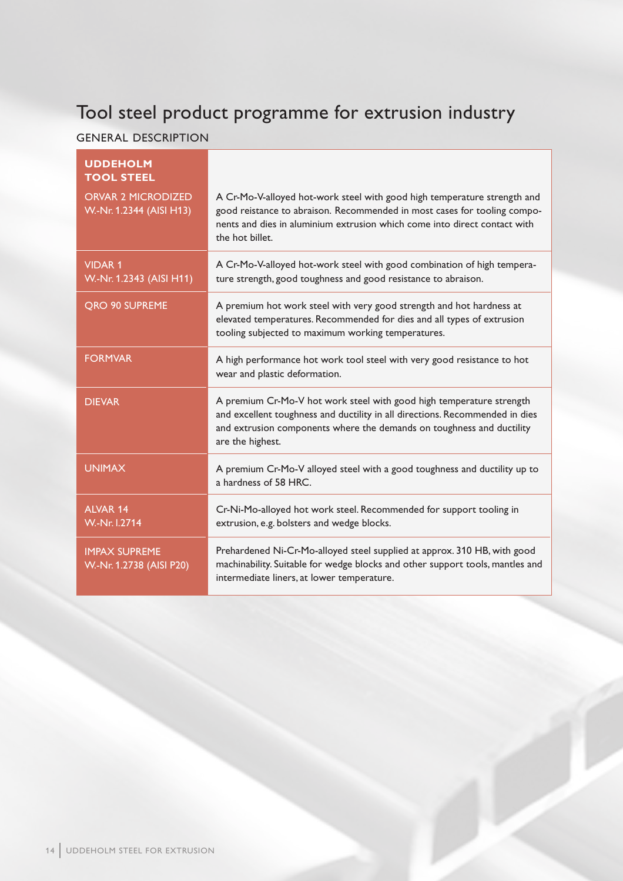# Tool steel product programme for extrusion industry

## GENERAL DESCRIPTION

| UDDEHOLM TOOL STEEL | |
|---|---|
| ORVAR 2 MICRODIZED W.-Nr. 1.2344 (AISI H13) | A Cr-Mo-V-alloyed hot-work steel with good high temperature strength and good reistance to abraison. Recommended in most cases for tooling components and dies in aluminium extrusion which come into direct contact with the hot billet. |
| VIDAR 1 W.-Nr. 1.2343 (AISI H11) | A Cr-Mo-V-alloyed hot-work steel with good combination of high temperature strength, good toughness and good resistance to abraison. |
| QRO 90 SUPREME | A premium hot work steel with very good strength and hot hardness at elevated temperatures. Recommended for dies and all types of extrusion tooling subjected to maximum working temperatures. |
| FORMVAR | A high performance hot work tool steel with very good resistance to hot wear and plastic deformation. |
| DIEVAR | A premium Cr-Mo-V hot work steel with good high temperature strength and excellent toughness and ductility in all directions. Recommended in dies and extrusion components where the demands on toughness and ductility are the highest. |
| UNIMAX | A premium Cr-Mo-V alloyed steel with a good toughness and ductility up to a hardness of 58 HRC. |
| ALVAR 14 W.-Nr. l.2714 | Cr-Ni-Mo-alloyed hot work steel. Recommended for support tooling in extrusion, e.g. bolsters and wedge blocks. |
| IMPAX SUPREME W.-Nr. 1.2738 (AISI P20) | Prehardened Ni-Cr-Mo-alloyed steel supplied at approx. 310 HB, with good machinability. Suitable for wedge blocks and other support tools, mantles and intermediate liners, at lower temperature. |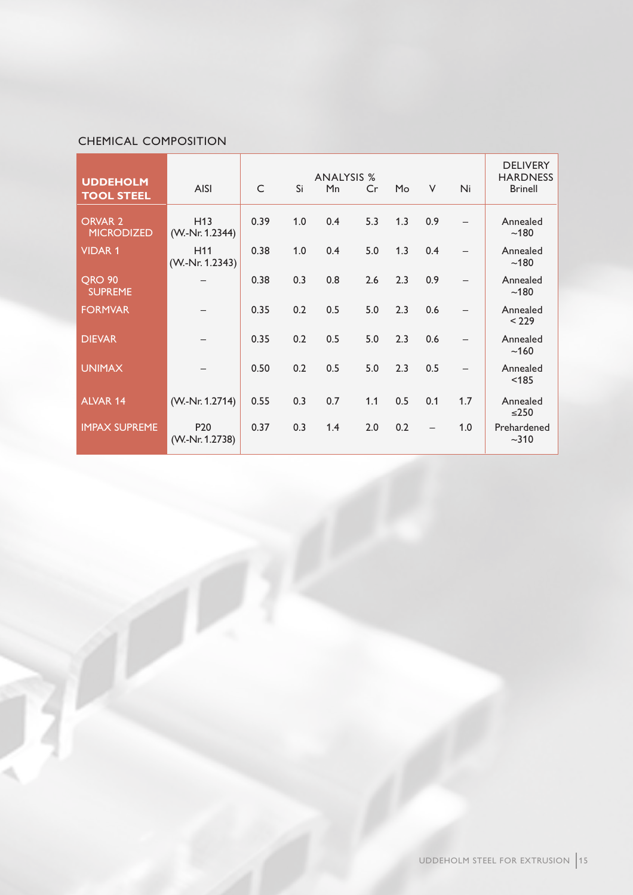## CHEMICAL COMPOSITION

| UDDEHOLM TOOL STEEL | AISI | ANALYSIS % C | Si | Mn | Cr | Mo | V | Ni | DELIVERY HARDNESS Brinell |
|---|---|---|---|---|---|---|---|---|---|
| ORVAR 2 MICRODIZED | H13 (W.-Nr. 1.2344) | 0.39 | 1.0 | 0.4 | 5.3 | 1.3 | 0.9 | – | Annealed ~180 |
| VIDAR 1 | H11 (W.-Nr. 1.2343) | 0.38 | 1.0 | 0.4 | 5.0 | 1.3 | 0.4 | – | Annealed ~180 |
| QRO 90 SUPREME | – | 0.38 | 0.3 | 0.8 | 2.6 | 2.3 | 0.9 | – | Annealed ~180 |
| FORMVAR | – | 0.35 | 0.2 | 0.5 | 5.0 | 2.3 | 0.6 | – | Annealed < 229 |
| DIEVAR | – | 0.35 | 0.2 | 0.5 | 5.0 | 2.3 | 0.6 | – | Annealed ~160 |
| UNIMAX | – | 0.50 | 0.2 | 0.5 | 5.0 | 2.3 | 0.5 | – | Annealed <185 |
| ALVAR 14 | (W.-Nr. 1.2714) | 0.55 | 0.3 | 0.7 | 1.1 | 0.5 | 0.1 | 1.7 | Annealed ≤250 |
| IMPAX SUPREME | P20 (W.-Nr. 1.2738) | 0.37 | 0.3 | 1.4 | 2.0 | 0.2 | – | 1.0 | Prehardened ~310 |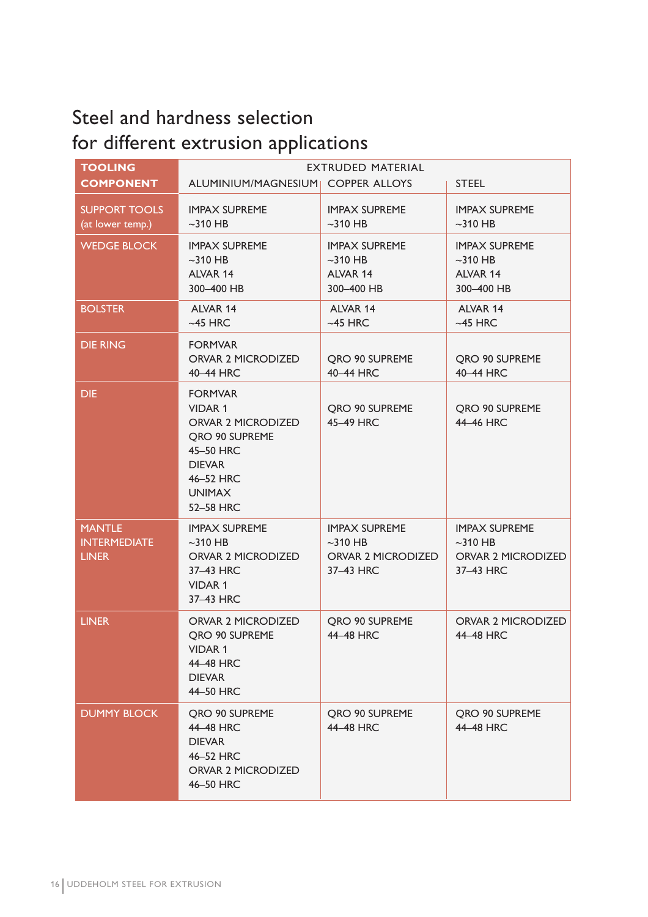## Steel and hardness selection for different extrusion applications

| TOOLING COMPONENT | EXTRUDED MATERIAL | | |
|---|---|---|---|
| | ALUMINIUM/MAGNESIUM | COPPER ALLOYS | STEEL |
| SUPPORT TOOLS (at lower temp.) | IMPAX SUPREME ~310 HB | IMPAX SUPREME ~310 HB | IMPAX SUPREME ~310 HB |
| WEDGE BLOCK | IMPAX SUPREME ~310 HB ALVAR 14 300–400 HB | IMPAX SUPREME ~310 HB ALVAR 14 300–400 HB | IMPAX SUPREME ~310 HB ALVAR 14 300–400 HB |
| BOLSTER | ALVAR 14 ~45 HRC | ALVAR 14 ~45 HRC | ALVAR 14 ~45 HRC |
| DIE RING | FORMVAR ORVAR 2 MICRODIZED 40–44 HRC | QRO 90 SUPREME 40–44 HRC | QRO 90 SUPREME 40–44 HRC |
| DIE | FORMVAR VIDAR 1 ORVAR 2 MICRODIZED QRO 90 SUPREME 45–50 HRC DIEVAR 46–52 HRC UNIMAX 52–58 HRC | QRO 90 SUPREME 45–49 HRC | QRO 90 SUPREME 44–46 HRC |
| MANTLE INTERMEDIATE LINER | IMPAX SUPREME ~310 HB ORVAR 2 MICRODIZED 37–43 HRC VIDAR 1 37–43 HRC | IMPAX SUPREME ~310 HB ORVAR 2 MICRODIZED 37–43 HRC | IMPAX SUPREME ~310 HB ORVAR 2 MICRODIZED 37–43 HRC |
| LINER | ORVAR 2 MICRODIZED QRO 90 SUPREME VIDAR 1 44–48 HRC DIEVAR 44–50 HRC | QRO 90 SUPREME 44–48 HRC | ORVAR 2 MICRODIZED 44–48 HRC |
| DUMMY BLOCK | QRO 90 SUPREME 44–48 HRC DIEVAR 46–52 HRC ORVAR 2 MICRODIZED 46–50 HRC | QRO 90 SUPREME 44–48 HRC | QRO 90 SUPREME 44–48 HRC |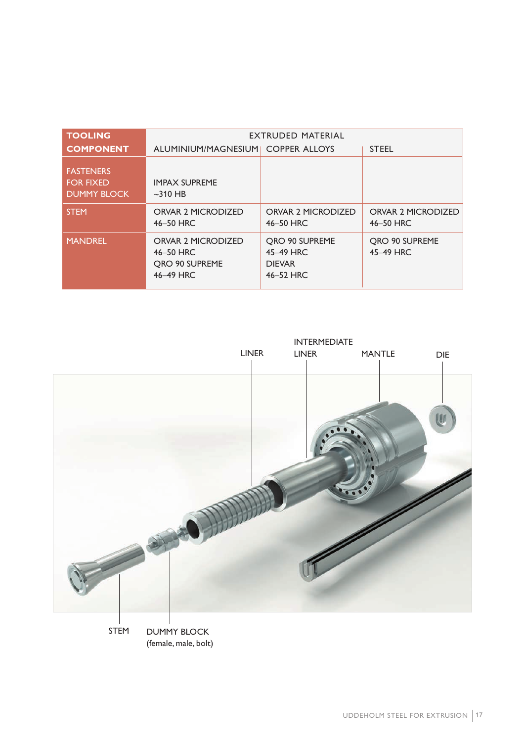| TOOLING COMPONENT | EXTRUDED MATERIAL | | |
|---|---|---|---|
| | ALUMINIUM/MAGNESIUM | COPPER ALLOYS | STEEL |
| FASTENERS FOR FIXED DUMMY BLOCK | IMPAX SUPREME ~310 HB | | |
| STEM | ORVAR 2 MICRODIZED 46–50 HRC | ORVAR 2 MICRODIZED 46–50 HRC | ORVAR 2 MICRODIZED 46–50 HRC |
| MANDREL | ORVAR 2 MICRODIZED 46–50 HRC QRO 90 SUPREME 46–49 HRC | QRO 90 SUPREME 45–49 HRC DIEVAR 46–52 HRC | QRO 90 SUPREME 45–49 HRC |

LINER

INTERMEDIATE LINER

MANTLE

DIE

STEM

DUMMY BLOCK (female, male, bolt)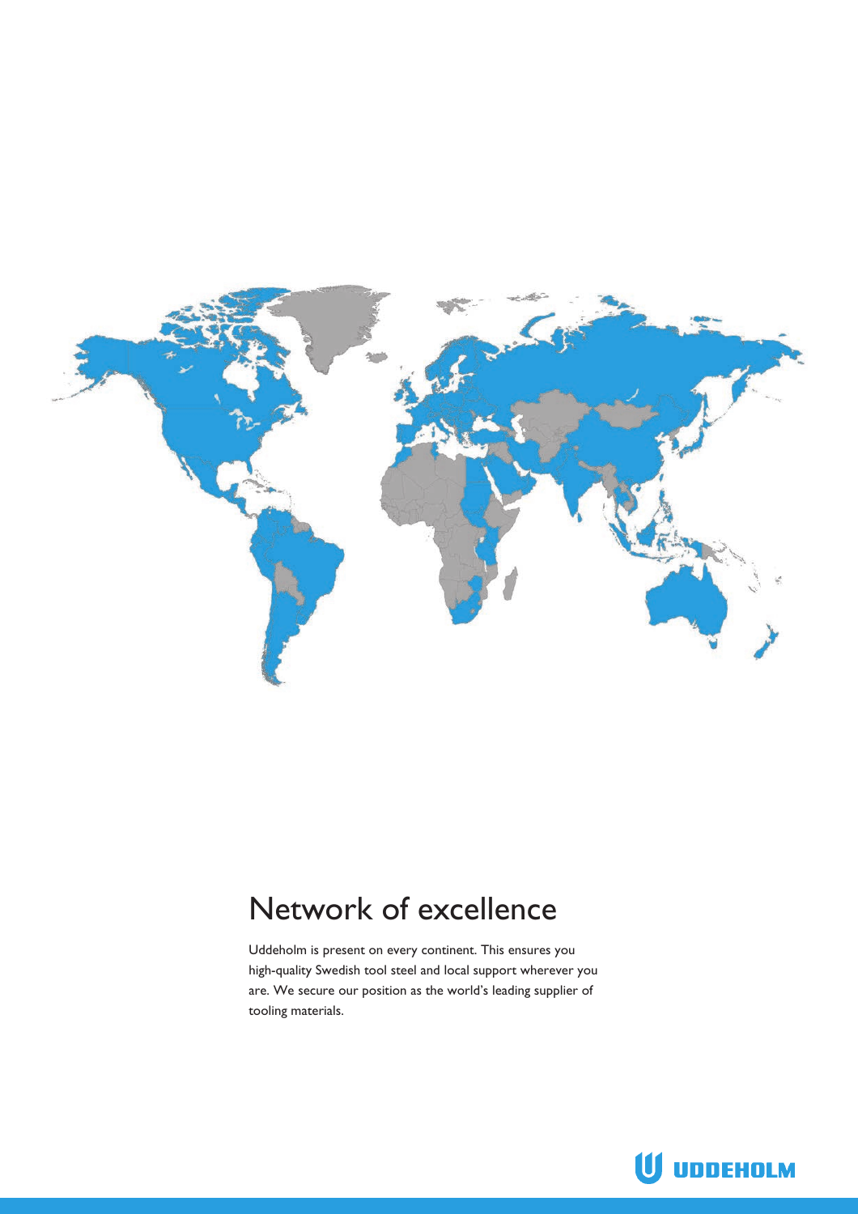# Network of excellence

Uddeholm is present on every continent. This ensures you high-quality Swedish tool steel and local support wherever you are. We secure our position as the world's leading supplier of tooling materials.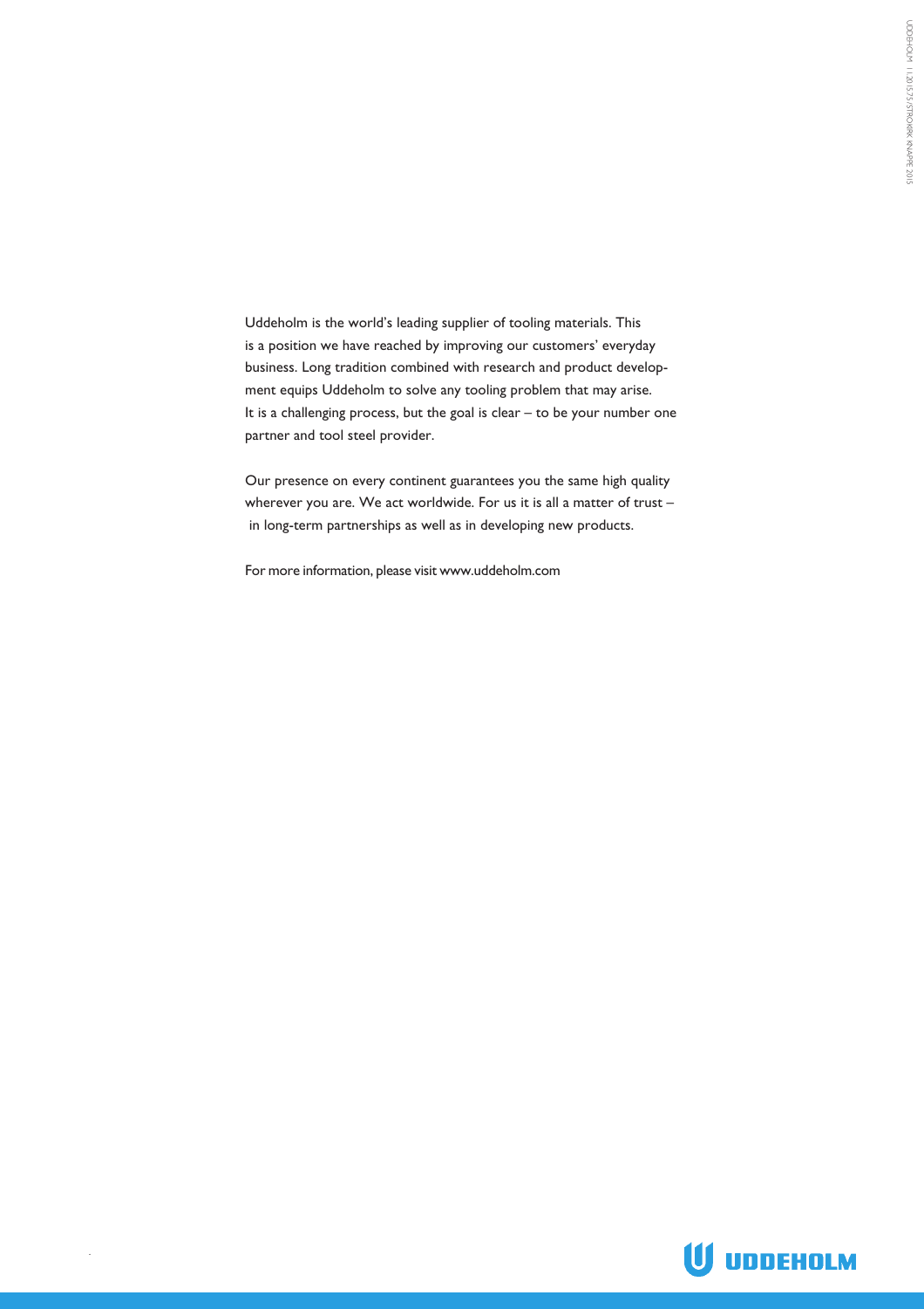Uddeholm is the world's leading supplier of tooling materials. This is a position we have reached by improving our customers' everyday business. Long tradition combined with research and product development equips Uddeholm to solve any tooling problem that may arise. It is a challenging process, but the goal is clear – to be your number one partner and tool steel provider.

Our presence on every continent guarantees you the same high quality wherever you are. We act worldwide. For us it is all a matter of trust – in long-term partnerships as well as in developing new products.

For more information, please visit www.uddeholm.com